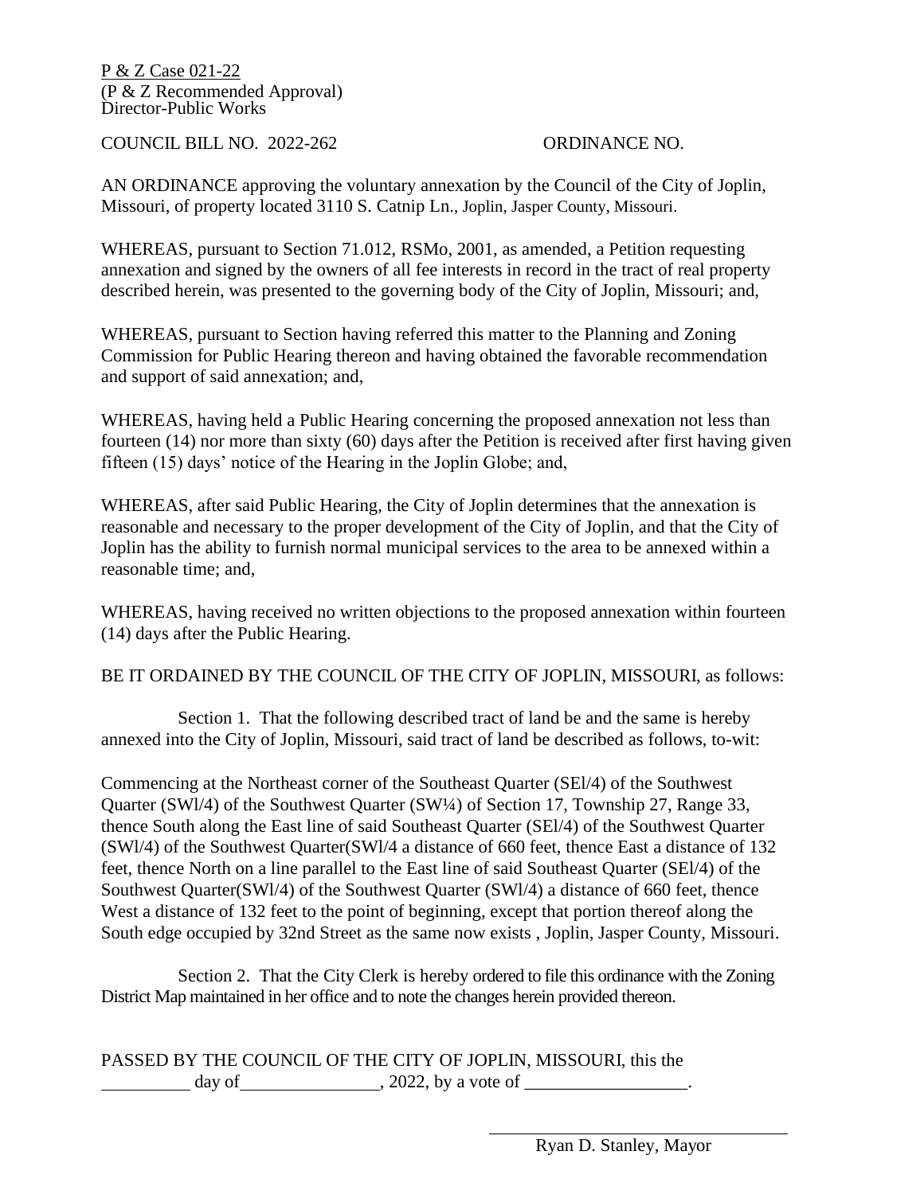P & Z Case 021-22
(P & Z Recommended Approval)
Director-Public Works

COUNCIL BILL NO. 2022-262 ORDINANCE NO.

AN ORDINANCE approving the voluntary annexation by the Council of the City of Joplin, Missouri, of property located 3110 S. Catnip Ln., Joplin, Jasper County, Missouri.

WHEREAS, pursuant to Section 71.012, RSMo, 2001, as amended, a Petition requesting annexation and signed by the owners of all fee interests in record in the tract of real property described herein, was presented to the governing body of the City of Joplin, Missouri; and,

WHEREAS, pursuant to Section having referred this matter to the Planning and Zoning Commission for Public Hearing thereon and having obtained the favorable recommendation and support of said annexation; and,

WHEREAS, having held a Public Hearing concerning the proposed annexation not less than fourteen (14) nor more than sixty (60) days after the Petition is received after first having given fifteen (15) days' notice of the Hearing in the Joplin Globe; and,

WHEREAS, after said Public Hearing, the City of Joplin determines that the annexation is reasonable and necessary to the proper development of the City of Joplin, and that the City of Joplin has the ability to furnish normal municipal services to the area to be annexed within a reasonable time; and,

WHEREAS, having received no written objections to the proposed annexation within fourteen (14) days after the Public Hearing.

BE IT ORDAINED BY THE COUNCIL OF THE CITY OF JOPLIN, MISSOURI, as follows:

Section 1. That the following described tract of land be and the same is hereby annexed into the City of Joplin, Missouri, said tract of land be described as follows, to-wit:

Commencing at the Northeast corner of the Southeast Quarter (SEl/4) of the Southwest Quarter (SWl/4) of the Southwest Quarter (SW¼) of Section 17, Township 27, Range 33, thence South along the East line of said Southeast Quarter (SEl/4) of the Southwest Quarter (SWl/4) of the Southwest Quarter(SWl/4 a distance of 660 feet, thence East a distance of 132 feet, thence North on a line parallel to the East line of said Southeast Quarter (SEl/4) of the Southwest Quarter(SWl/4) of the Southwest Quarter (SWl/4) a distance of 660 feet, thence West a distance of 132 feet to the point of beginning, except that portion thereof along the South edge occupied by 32nd Street as the same now exists , Joplin, Jasper County, Missouri.

Section 2. That the City Clerk is hereby ordered to file this ordinance with the Zoning District Map maintained in her office and to note the changes herein provided thereon.

PASSED BY THE COUNCIL OF THE CITY OF JOPLIN, MISSOURI, this the __________ day of_______________, 2022, by a vote of __________________.

______________________________
Ryan D. Stanley, Mayor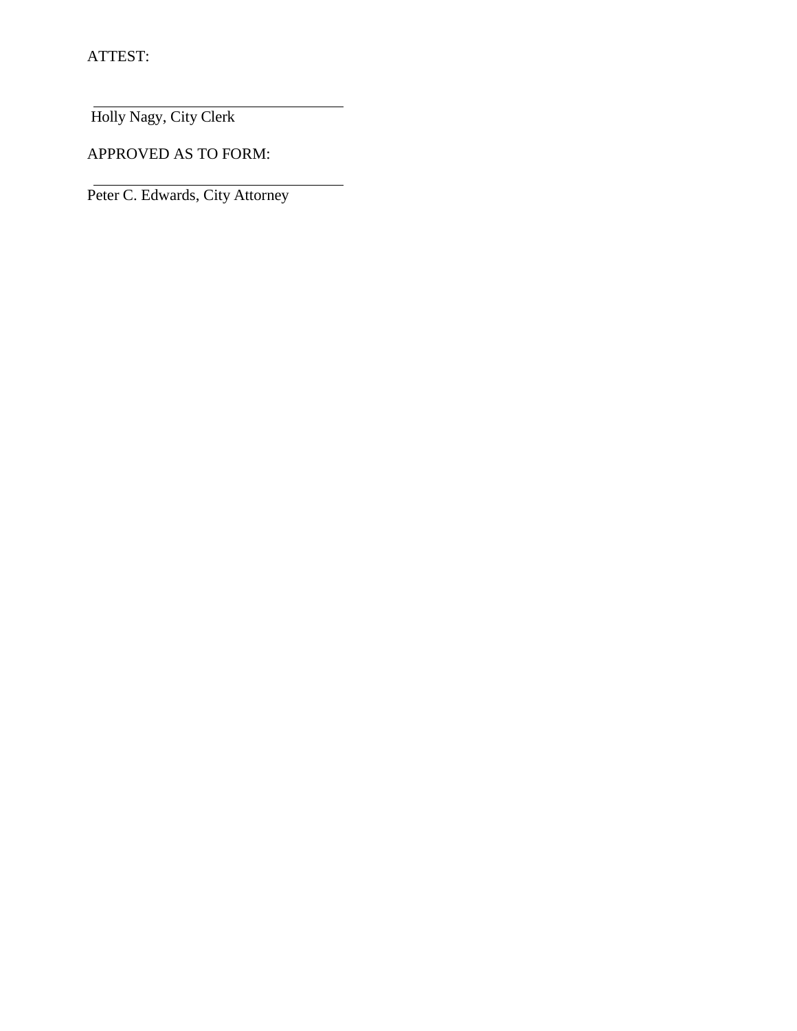ATTEST:

\_\_\_\_\_\_\_\_\_\_\_\_\_\_\_\_\_\_\_\_\_\_\_\_\_\_\_\_\_\_\_\_\_\_

Holly Nagy, City Clerk

APPROVED AS TO FORM:

\_\_\_\_\_\_\_\_\_\_\_\_\_\_\_\_\_\_\_\_\_\_\_\_\_\_\_\_\_\_\_\_\_\_

Peter C. Edwards, City Attorney